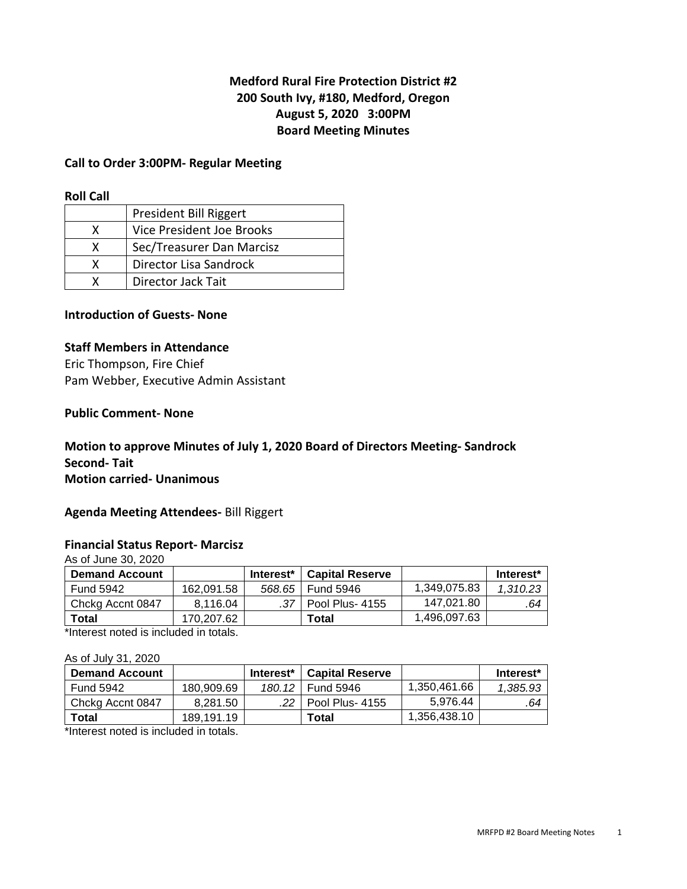**Medford Rural Fire Protection District #2**
**200 South Ivy, #180, Medford, Oregon**
**August 5, 2020 3:00PM**
**Board Meeting Minutes**

**Call to Order 3:00PM- Regular Meeting**

**Roll Call**

| | |
|---|---|
| | President Bill Riggert |
| X | Vice President Joe Brooks |
| X | Sec/Treasurer Dan Marcisz |
| X | Director Lisa Sandrock |
| X | Director Jack Tait |

**Introduction of Guests- None**

**Staff Members in Attendance**

Eric Thompson, Fire Chief
Pam Webber, Executive Admin Assistant

**Public Comment- None**

**Motion to approve Minutes of July 1, 2020 Board of Directors Meeting- Sandrock**
**Second- Tait**
**Motion carried- Unanimous**

**Agenda Meeting Attendees-** Bill Riggert

**Financial Status Report- Marcisz**

As of June 30, 2020

| Demand Account | | Interest* | Capital Reserve | | Interest* |
|---|---|---|---|---|---|
| Fund 5942 | 162,091.58 | *568.65* | Fund 5946 | 1,349,075.83 | *1,310.23* |
| Chckg Accnt 0847 | 8,116.04 | *.37* | Pool Plus- 4155 | 147,021.80 | *.64* |
| **Total** | 170,207.62 | | **Total** | 1,496,097.63 | |

*Interest noted is included in totals.

As of July 31, 2020

| Demand Account | | Interest* | Capital Reserve | | Interest* |
|---|---|---|---|---|---|
| Fund 5942 | 180,909.69 | *180.12* | Fund 5946 | 1,350,461.66 | *1,385.93* |
| Chckg Accnt 0847 | 8,281.50 | *.22* | Pool Plus- 4155 | 5,976.44 | *.64* |
| **Total** | 189,191.19 | | **Total** | 1,356,438.10 | |

*Interest noted is included in totals.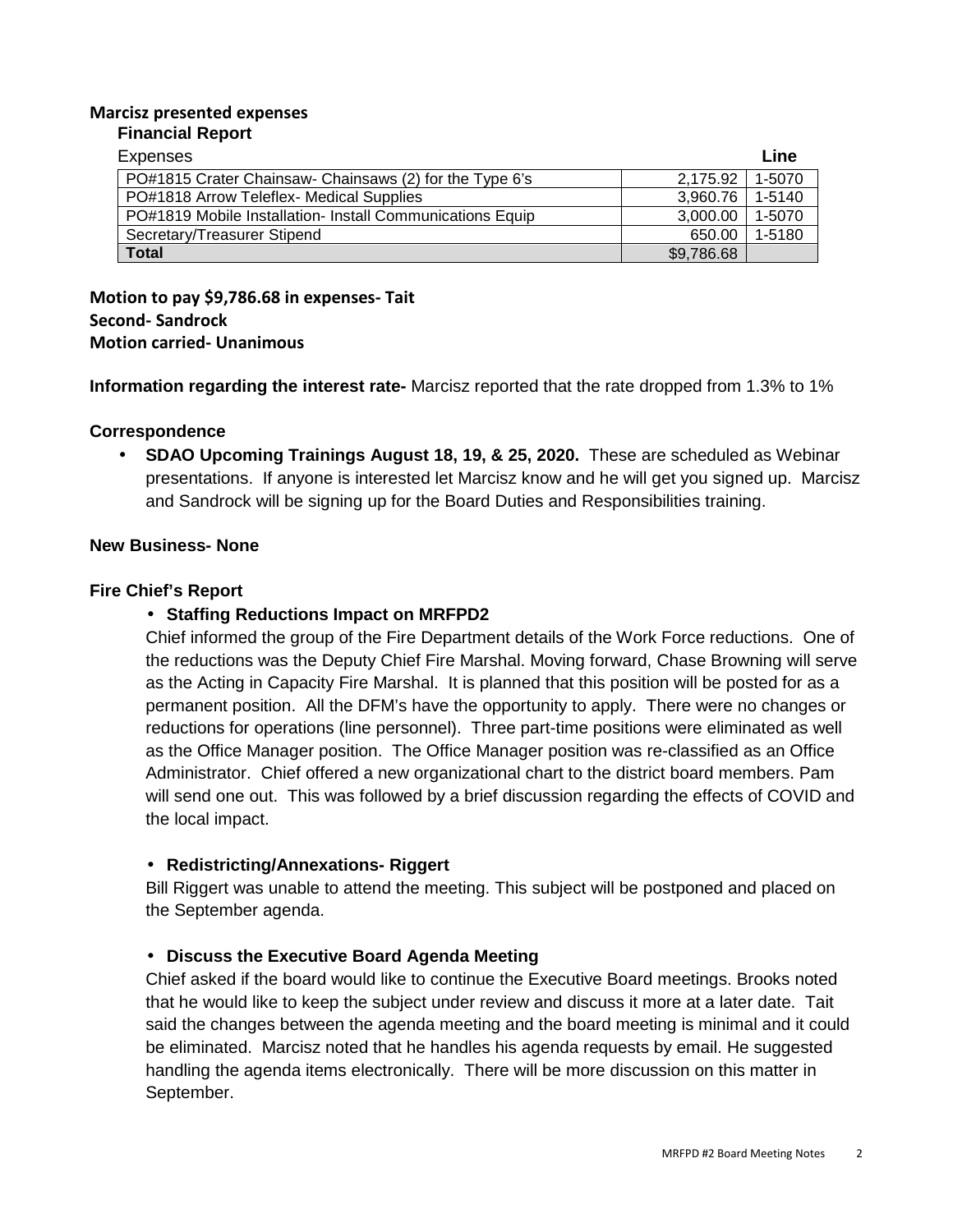**Marcisz presented expenses**

**Financial Report**

| Expenses | | Line |
|---|---|---|
| PO#1815 Crater Chainsaw- Chainsaws (2) for the Type 6's | 2,175.92 | 1-5070 |
| PO#1818 Arrow Teleflex- Medical Supplies | 3,960.76 | 1-5140 |
| PO#1819 Mobile Installation- Install Communications Equip | 3,000.00 | 1-5070 |
| Secretary/Treasurer Stipend | 650.00 | 1-5180 |
| **Total** | $9,786.68 | |

**Motion to pay $9,786.68 in expenses- Tait**
**Second- Sandrock**
**Motion carried- Unanimous**

**Information regarding the interest rate-** Marcisz reported that the rate dropped from 1.3% to 1%

**Correspondence**

- **SDAO Upcoming Trainings August 18, 19, & 25, 2020.** These are scheduled as Webinar presentations. If anyone is interested let Marcisz know and he will get you signed up. Marcisz and Sandrock will be signing up for the Board Duties and Responsibilities training.

**New Business- None**

**Fire Chief's Report**

- **Staffing Reductions Impact on MRFPD2**

  Chief informed the group of the Fire Department details of the Work Force reductions. One of the reductions was the Deputy Chief Fire Marshal. Moving forward, Chase Browning will serve as the Acting in Capacity Fire Marshal. It is planned that this position will be posted for as a permanent position. All the DFM's have the opportunity to apply. There were no changes or reductions for operations (line personnel). Three part-time positions were eliminated as well as the Office Manager position. The Office Manager position was re-classified as an Office Administrator. Chief offered a new organizational chart to the district board members. Pam will send one out. This was followed by a brief discussion regarding the effects of COVID and the local impact.

- **Redistricting/Annexations- Riggert**

  Bill Riggert was unable to attend the meeting. This subject will be postponed and placed on the September agenda.

- **Discuss the Executive Board Agenda Meeting**

  Chief asked if the board would like to continue the Executive Board meetings. Brooks noted that he would like to keep the subject under review and discuss it more at a later date. Tait said the changes between the agenda meeting and the board meeting is minimal and it could be eliminated. Marcisz noted that he handles his agenda requests by email. He suggested handling the agenda items electronically. There will be more discussion on this matter in September.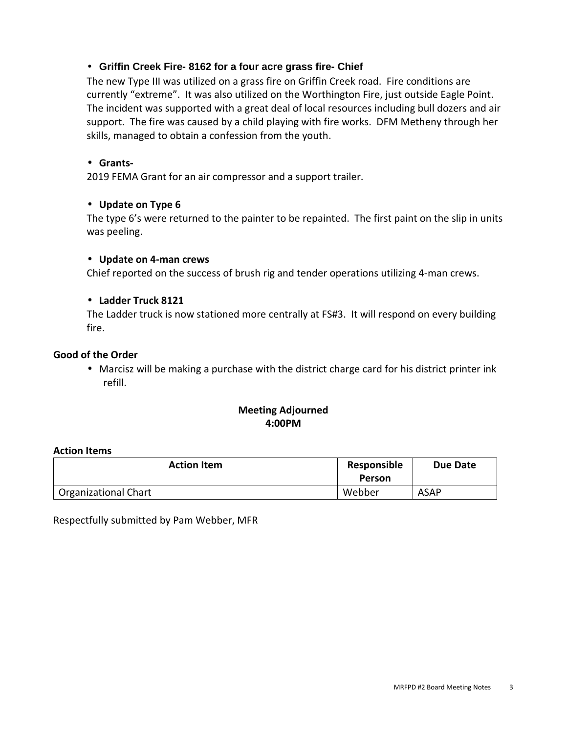- **Griffin Creek Fire- 8162 for a four acre grass fire- Chief**

  The new Type III was utilized on a grass fire on Griffin Creek road. Fire conditions are currently "extreme". It was also utilized on the Worthington Fire, just outside Eagle Point. The incident was supported with a great deal of local resources including bull dozers and air support. The fire was caused by a child playing with fire works. DFM Metheny through her skills, managed to obtain a confession from the youth.

- **Grants-**

  2019 FEMA Grant for an air compressor and a support trailer.

- **Update on Type 6**

  The type 6's were returned to the painter to be repainted. The first paint on the slip in units was peeling.

- **Update on 4-man crews**

  Chief reported on the success of brush rig and tender operations utilizing 4-man crews.

- **Ladder Truck 8121**

  The Ladder truck is now stationed more centrally at FS#3. It will respond on every building fire.

**Good of the Order**

- Marcisz will be making a purchase with the district charge card for his district printer ink refill.

**Meeting Adjourned**
**4:00PM**

**Action Items**

| Action Item | Responsible Person | Due Date |
|---|---|---|
| Organizational Chart | Webber | ASAP |

Respectfully submitted by Pam Webber, MFR